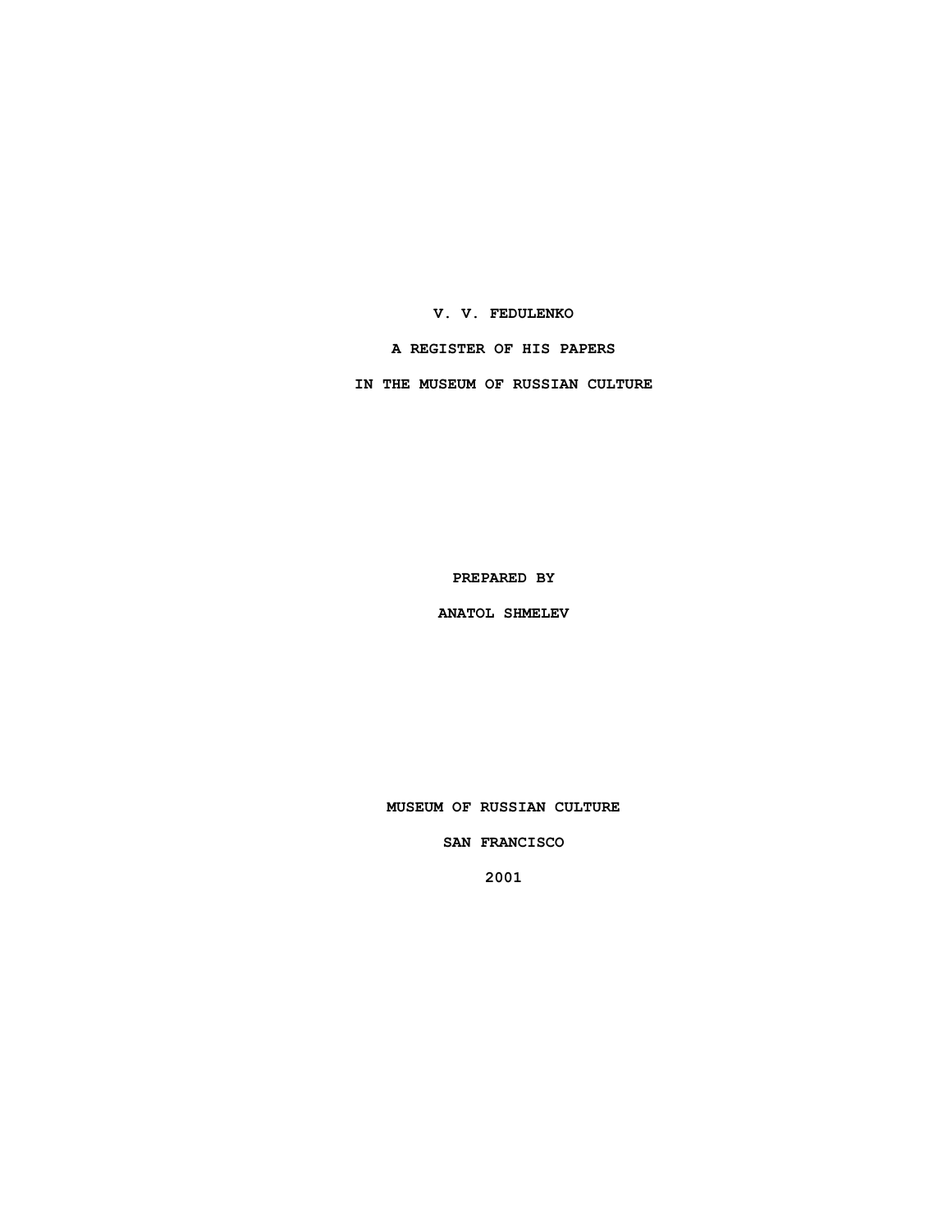# V. V. FEDULENKO

# A REGISTER OF HIS PAPERS

# IN THE MUSEUM OF RUSSIAN CULTURE

**PREPARED BY**

**ANATOL SHMELEV**

**MUSEUM OF RUSSIAN CULTURE**

**SAN FRANCISCO**

**2001**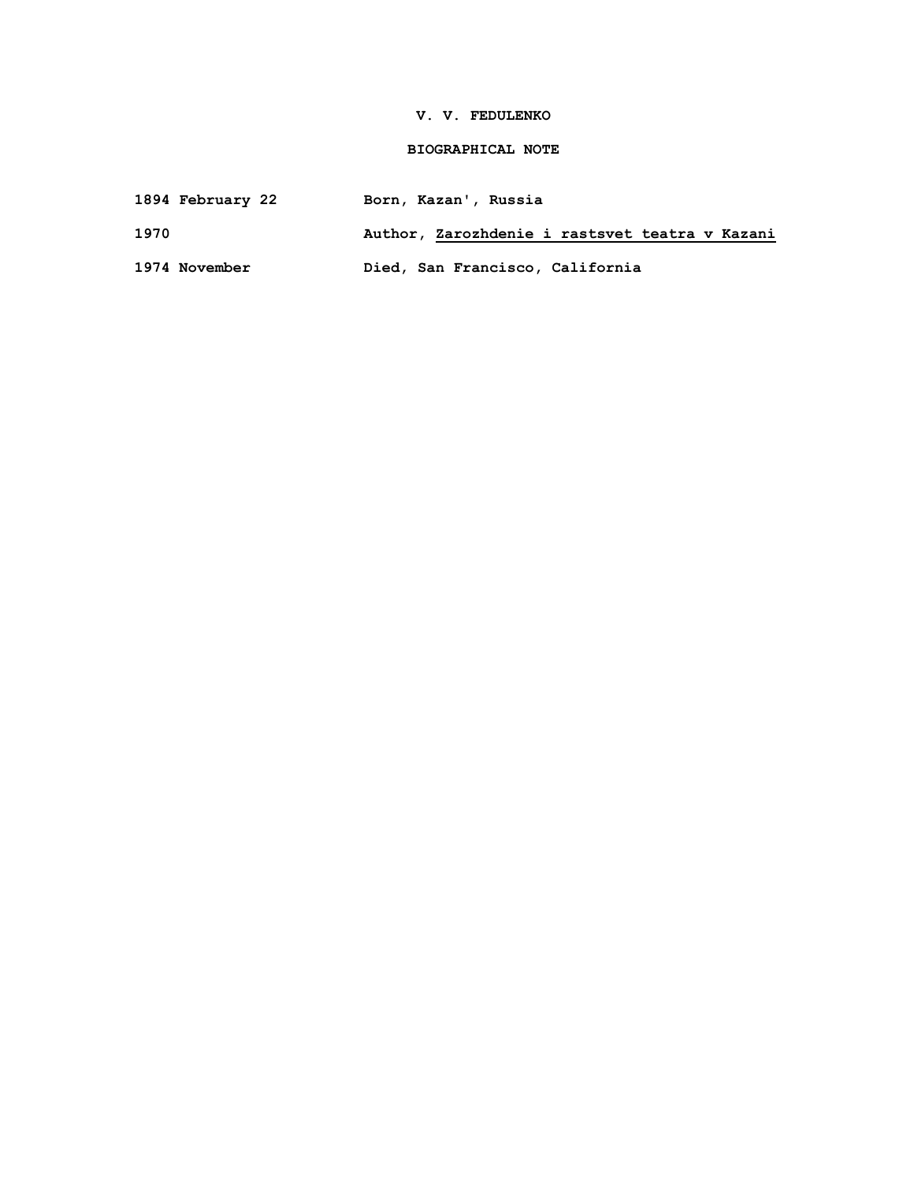# V. V. FEDULENKO

## BIOGRAPHICAL NOTE

| | |
|---|---|
| 1894 February 22 | Born, Kazan', Russia |
| 1970 | Author, Zarozhdenie i rastsvet teatra v Kazani |
| 1974 November | Died, San Francisco, California |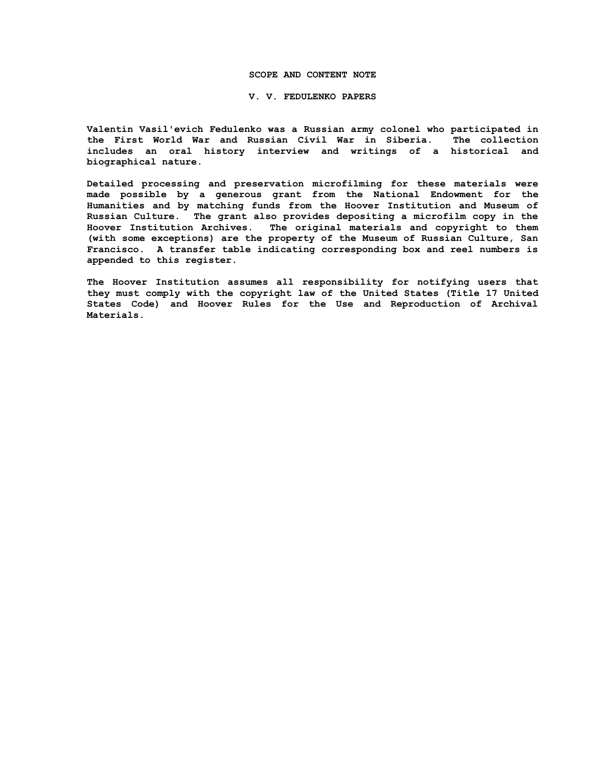# SCOPE AND CONTENT NOTE

## V. V. FEDULENKO PAPERS

Valentin Vasil'evich Fedulenko was a Russian army colonel who participated in the First World War and Russian Civil War in Siberia. The collection includes an oral history interview and writings of a historical and biographical nature.

Detailed processing and preservation microfilming for these materials were made possible by a generous grant from the National Endowment for the Humanities and by matching funds from the Hoover Institution and Museum of Russian Culture. The grant also provides depositing a microfilm copy in the Hoover Institution Archives. The original materials and copyright to them (with some exceptions) are the property of the Museum of Russian Culture, San Francisco. A transfer table indicating corresponding box and reel numbers is appended to this register.

The Hoover Institution assumes all responsibility for notifying users that they must comply with the copyright law of the United States (Title 17 United States Code) and Hoover Rules for the Use and Reproduction of Archival Materials.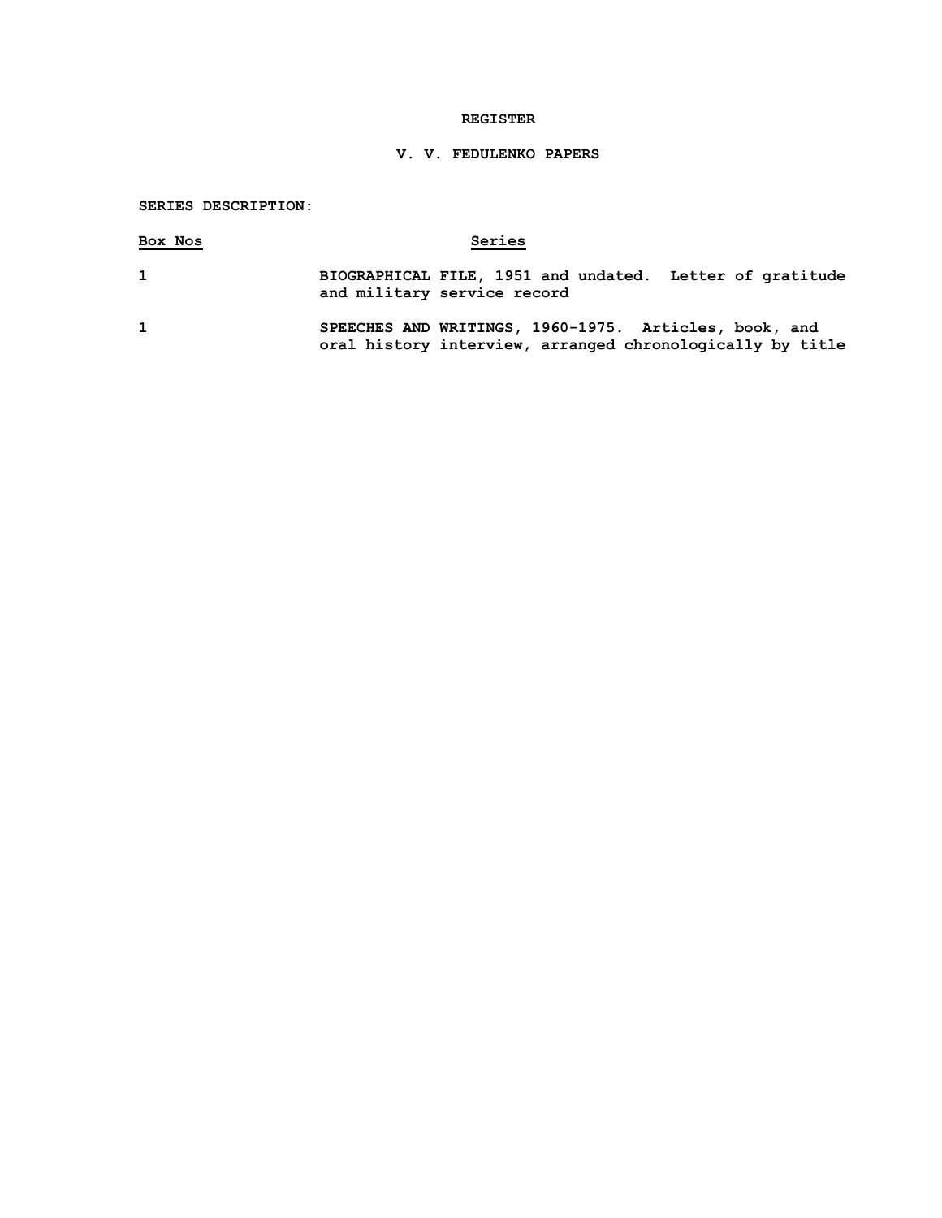# REGISTER

## V. V. FEDULENKO PAPERS

**SERIES DESCRIPTION:**

| Box Nos | Series |
| --- | --- |
| 1 | BIOGRAPHICAL FILE, 1951 and undated. Letter of gratitude and military service record |
| 1 | SPEECHES AND WRITINGS, 1960-1975. Articles, book, and oral history interview, arranged chronologically by title |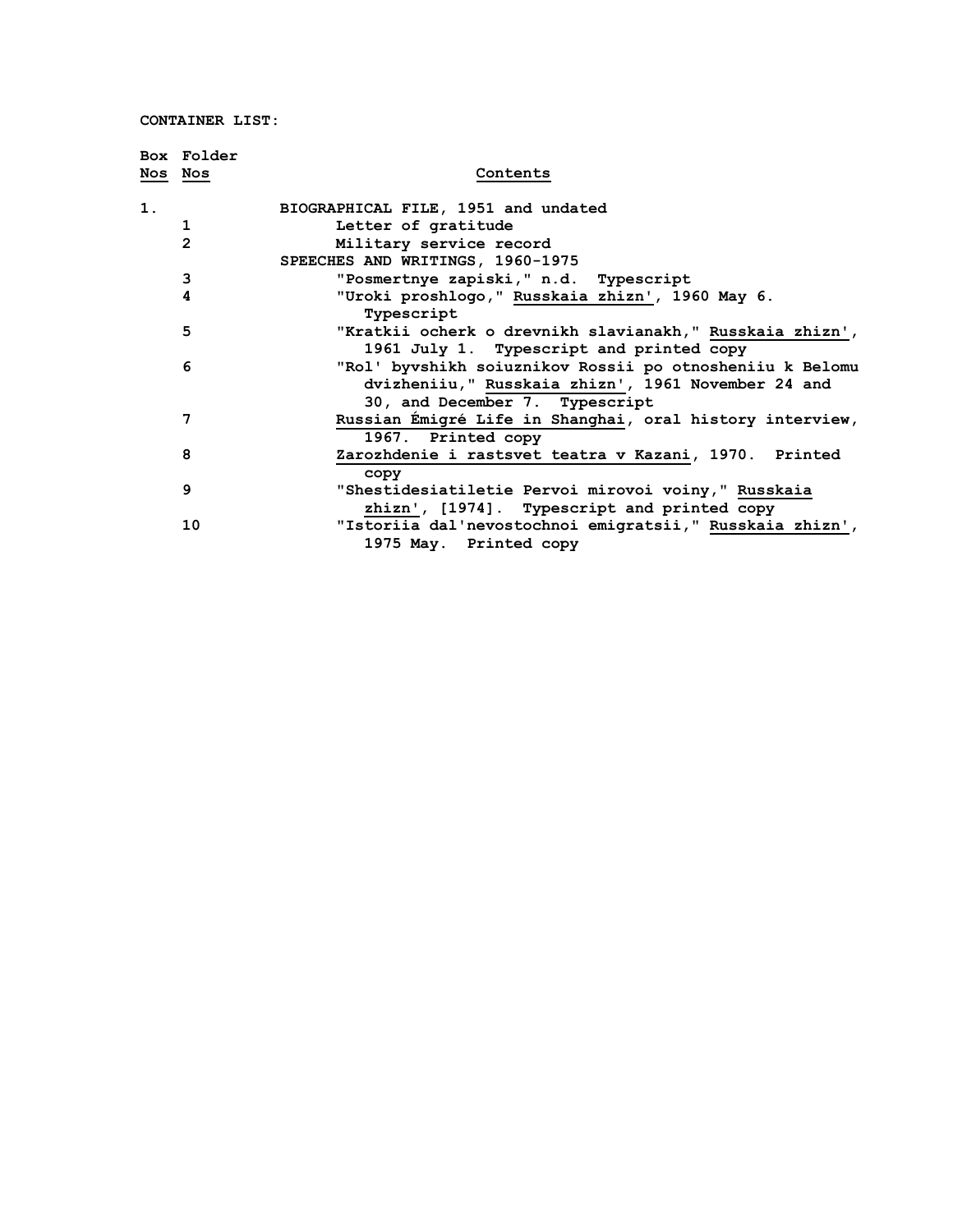**CONTAINER LIST:**

| Box Nos | Folder Nos | Contents |
|---|---|---|
| **1.** | | **BIOGRAPHICAL FILE, 1951 and undated** |
| | **1** | **Letter of gratitude** |
| | **2** | **Military service record** |
| | | **SPEECHES AND WRITINGS, 1960-1975** |
| | **3** | **"Posmertnye zapiski," n.d. Typescript** |
| | **4** | **"Uroki proshlogo," Russkaia zhizn', 1960 May 6. Typescript** |
| | **5** | **"Kratkii ocherk o drevnikh slavianakh," Russkaia zhizn', 1961 July 1. Typescript and printed copy** |
| | **6** | **"Rol' byvshikh soiuznikov Rossii po otnosheniiu k Belomu dvizheniiu," Russkaia zhizn', 1961 November 24 and 30, and December 7. Typescript** |
| | **7** | **Russian Émigré Life in Shanghai, oral history interview, 1967. Printed copy** |
| | **8** | **Zarozhdenie i rastsvet teatra v Kazani, 1970. Printed copy** |
| | **9** | **"Shestidesiatiletie Pervoi mirovoi voiny," Russkaia zhizn', [1974]. Typescript and printed copy** |
| | **10** | **"Istoriia dal'nevostochnoi emigratsii," Russkaia zhizn', 1975 May. Printed copy** |